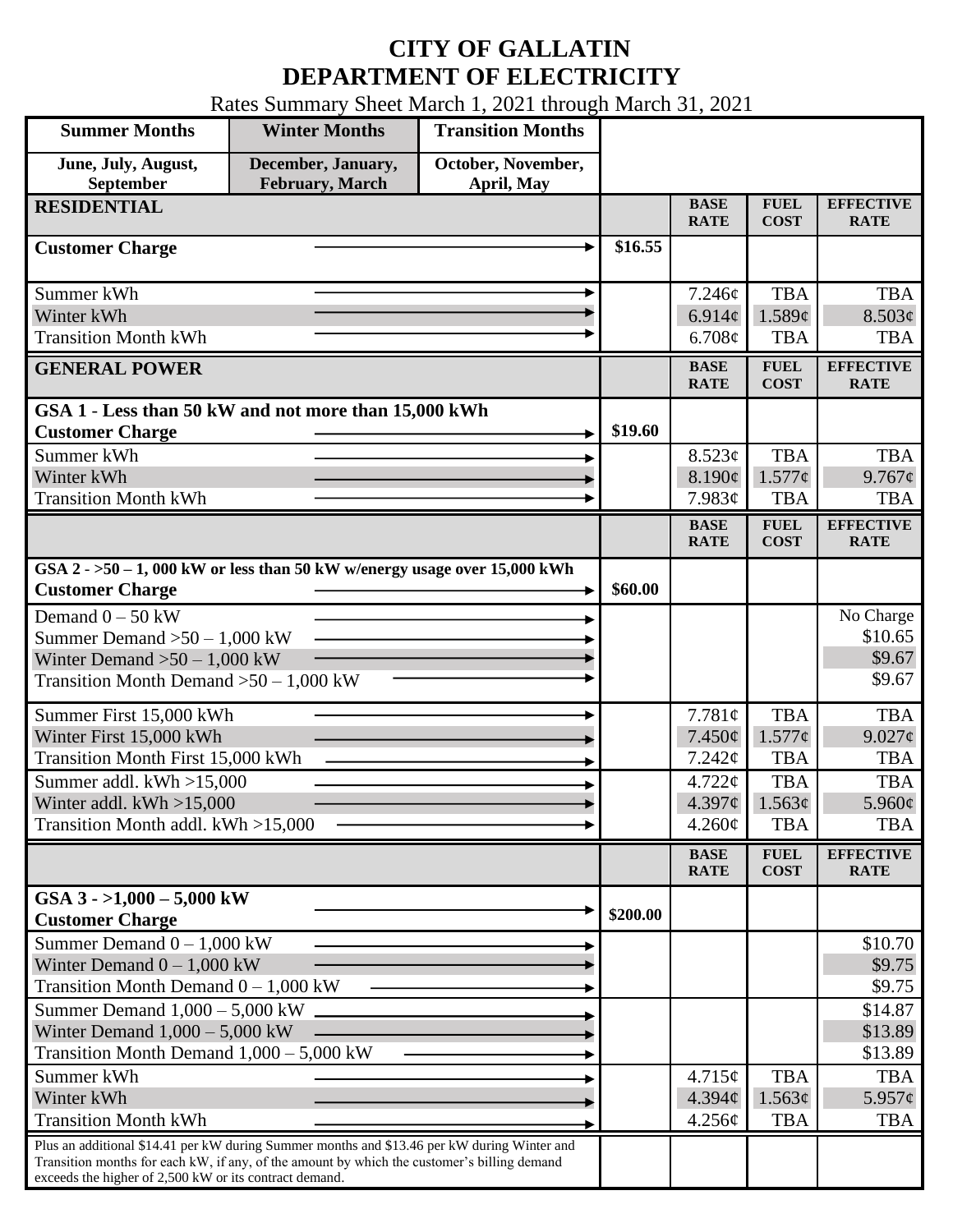# CITY OF GALLATIN
# DEPARTMENT OF ELECTRICITY

Rates Summary Sheet March 1, 2021 through March 31, 2021

| Summer Months | Winter Months | Transition Months |
|---|---|---|
| June, July, August, September | December, January, February, March | October, November, April, May |

| RESIDENTIAL | | BASE RATE | FUEL COST | EFFECTIVE RATE |
|---|---|---|---|---|
| **Customer Charge** | $16.55 | | | |
| Summer kWh | | 7.246¢ | TBA | TBA |
| Winter kWh | | 6.914¢ | 1.589¢ | 8.503¢ |
| Transition Month kWh | | 6.708¢ | TBA | TBA |

| GENERAL POWER | | BASE RATE | FUEL COST | EFFECTIVE RATE |
|---|---|---|---|---|
| **GSA 1 - Less than 50 kW and not more than 15,000 kWh** | | | | |
| **Customer Charge** | $19.60 | | | |
| Summer kWh | | 8.523¢ | TBA | TBA |
| Winter kWh | | 8.190¢ | 1.577¢ | 9.767¢ |
| Transition Month kWh | | 7.983¢ | TBA | TBA |

| | | BASE RATE | FUEL COST | EFFECTIVE RATE |
|---|---|---|---|---|
| **GSA 2 - >50 – 1, 000 kW or less than 50 kW w/energy usage over 15,000 kWh** | | | | |
| **Customer Charge** | $60.00 | | | |
| Demand 0 – 50 kW | | | | No Charge |
| Summer Demand >50 – 1,000 kW | | | | $10.65 |
| Winter Demand >50 – 1,000 kW | | | | $9.67 |
| Transition Month Demand >50 – 1,000 kW | | | | $9.67 |
| Summer First 15,000 kWh | | 7.781¢ | TBA | TBA |
| Winter First 15,000 kWh | | 7.450¢ | 1.577¢ | 9.027¢ |
| Transition Month First 15,000 kWh | | 7.242¢ | TBA | TBA |
| Summer addl. kWh >15,000 | | 4.722¢ | TBA | TBA |
| Winter addl. kWh >15,000 | | 4.397¢ | 1.563¢ | 5.960¢ |
| Transition Month addl. kWh >15,000 | | 4.260¢ | TBA | TBA |

| | | BASE RATE | FUEL COST | EFFECTIVE RATE |
|---|---|---|---|---|
| **GSA 3 - >1,000 – 5,000 kW** | | | | |
| **Customer Charge** | $200.00 | | | |
| Summer Demand 0 – 1,000 kW | | | | $10.70 |
| Winter Demand 0 – 1,000 kW | | | | $9.75 |
| Transition Month Demand 0 – 1,000 kW | | | | $9.75 |
| Summer Demand 1,000 – 5,000 kW | | | | $14.87 |
| Winter Demand 1,000 – 5,000 kW | | | | $13.89 |
| Transition Month Demand 1,000 – 5,000 kW | | | | $13.89 |
| Summer kWh | | 4.715¢ | TBA | TBA |
| Winter kWh | | 4.394¢ | 1.563¢ | 5.957¢ |
| Transition Month kWh | | 4.256¢ | TBA | TBA |
| Plus an additional $14.41 per kW during Summer months and $13.46 per kW during Winter and Transition months for each kW, if any, of the amount by which the customer's billing demand exceeds the higher of 2,500 kW or its contract demand. | | | | |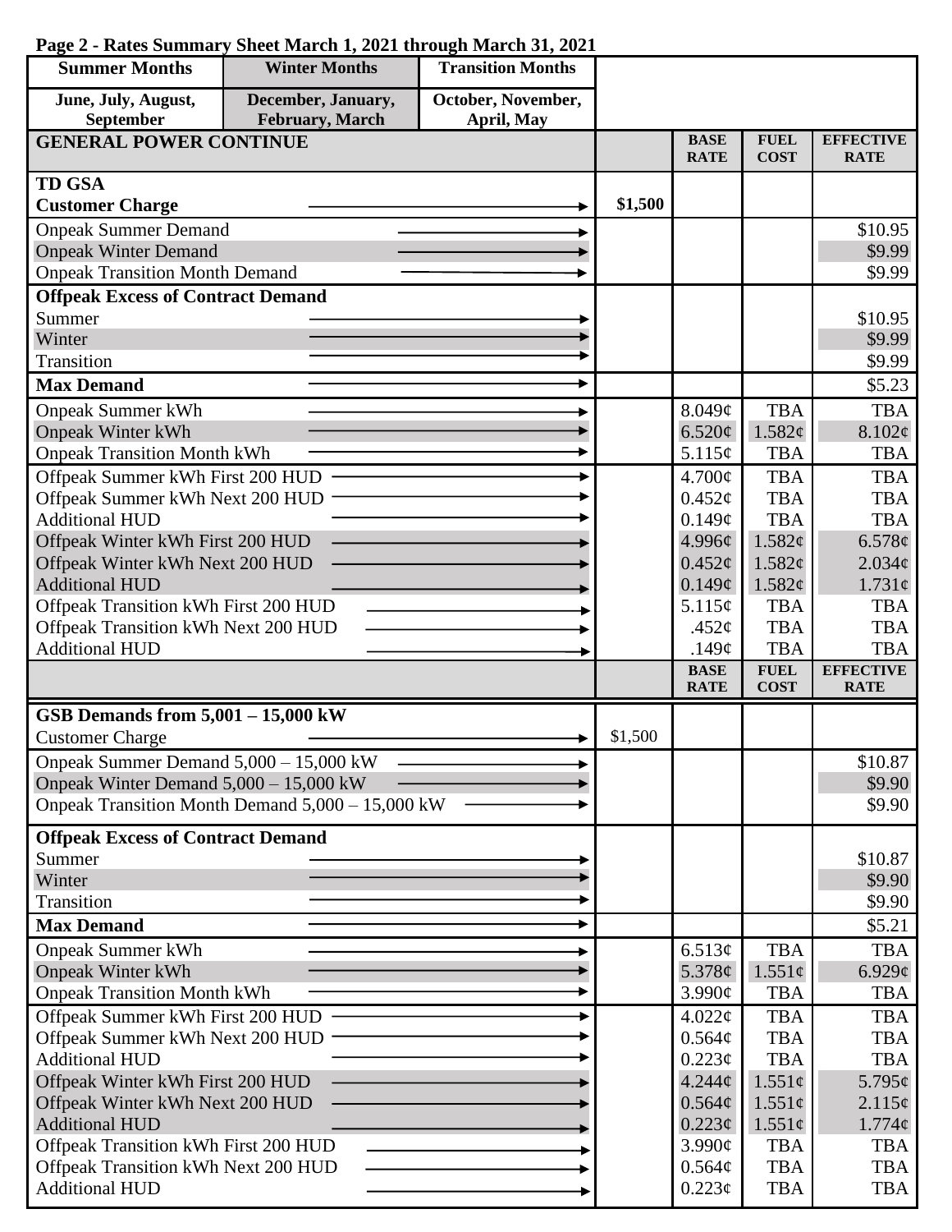**Page 2 - Rates Summary Sheet March 1, 2021 through March 31, 2021**

| Summer Months | Winter Months | Transition Months |
|---|---|---|
| June, July, August, September | December, January, February, March | October, November, April, May |

| GENERAL POWER CONTINUE | | BASE RATE | FUEL COST | EFFECTIVE RATE |
|---|---|---|---|---|
| **TD GSA** | | | | |
| **Customer Charge** | **$1,500** | | | |
| Onpeak Summer Demand | | | | $10.95 |
| Onpeak Winter Demand | | | | $9.99 |
| Onpeak Transition Month Demand | | | | $9.99 |
| **Offpeak Excess of Contract Demand** | | | | |
| Summer | | | | $10.95 |
| Winter | | | | $9.99 |
| Transition | | | | $9.99 |
| **Max Demand** | | | | $5.23 |
| Onpeak Summer kWh | | 8.049¢ | TBA | TBA |
| Onpeak Winter kWh | | 6.520¢ | 1.582¢ | 8.102¢ |
| Onpeak Transition Month kWh | | 5.115¢ | TBA | TBA |
| Offpeak Summer kWh First 200 HUD | | 4.700¢ | TBA | TBA |
| Offpeak Summer kWh Next 200 HUD | | 0.452¢ | TBA | TBA |
| Additional HUD | | 0.149¢ | TBA | TBA |
| Offpeak Winter kWh First 200 HUD | | 4.996¢ | 1.582¢ | 6.578¢ |
| Offpeak Winter kWh Next 200 HUD | | 0.452¢ | 1.582¢ | 2.034¢ |
| Additional HUD | | 0.149¢ | 1.582¢ | 1.731¢ |
| Offpeak Transition kWh First 200 HUD | | 5.115¢ | TBA | TBA |
| Offpeak Transition kWh Next 200 HUD | | .452¢ | TBA | TBA |
| Additional HUD | | .149¢ | TBA | TBA |
| | | **BASE RATE** | **FUEL COST** | **EFFECTIVE RATE** |
| **GSB Demands from 5,001 – 15,000 kW** | | | | |
| Customer Charge | $1,500 | | | |
| Onpeak Summer Demand 5,000 – 15,000 kW | | | | $10.87 |
| Onpeak Winter Demand 5,000 – 15,000 kW | | | | $9.90 |
| Onpeak Transition Month Demand 5,000 – 15,000 kW | | | | $9.90 |
| **Offpeak Excess of Contract Demand** | | | | |
| Summer | | | | $10.87 |
| Winter | | | | $9.90 |
| Transition | | | | $9.90 |
| **Max Demand** | | | | $5.21 |
| Onpeak Summer kWh | | 6.513¢ | TBA | TBA |
| Onpeak Winter kWh | | 5.378¢ | 1.551¢ | 6.929¢ |
| Onpeak Transition Month kWh | | 3.990¢ | TBA | TBA |
| Offpeak Summer kWh First 200 HUD | | 4.022¢ | TBA | TBA |
| Offpeak Summer kWh Next 200 HUD | | 0.564¢ | TBA | TBA |
| Additional HUD | | 0.223¢ | TBA | TBA |
| Offpeak Winter kWh First 200 HUD | | 4.244¢ | 1.551¢ | 5.795¢ |
| Offpeak Winter kWh Next 200 HUD | | 0.564¢ | 1.551¢ | 2.115¢ |
| Additional HUD | | 0.223¢ | 1.551¢ | 1.774¢ |
| Offpeak Transition kWh First 200 HUD | | 3.990¢ | TBA | TBA |
| Offpeak Transition kWh Next 200 HUD | | 0.564¢ | TBA | TBA |
| Additional HUD | | 0.223¢ | TBA | TBA |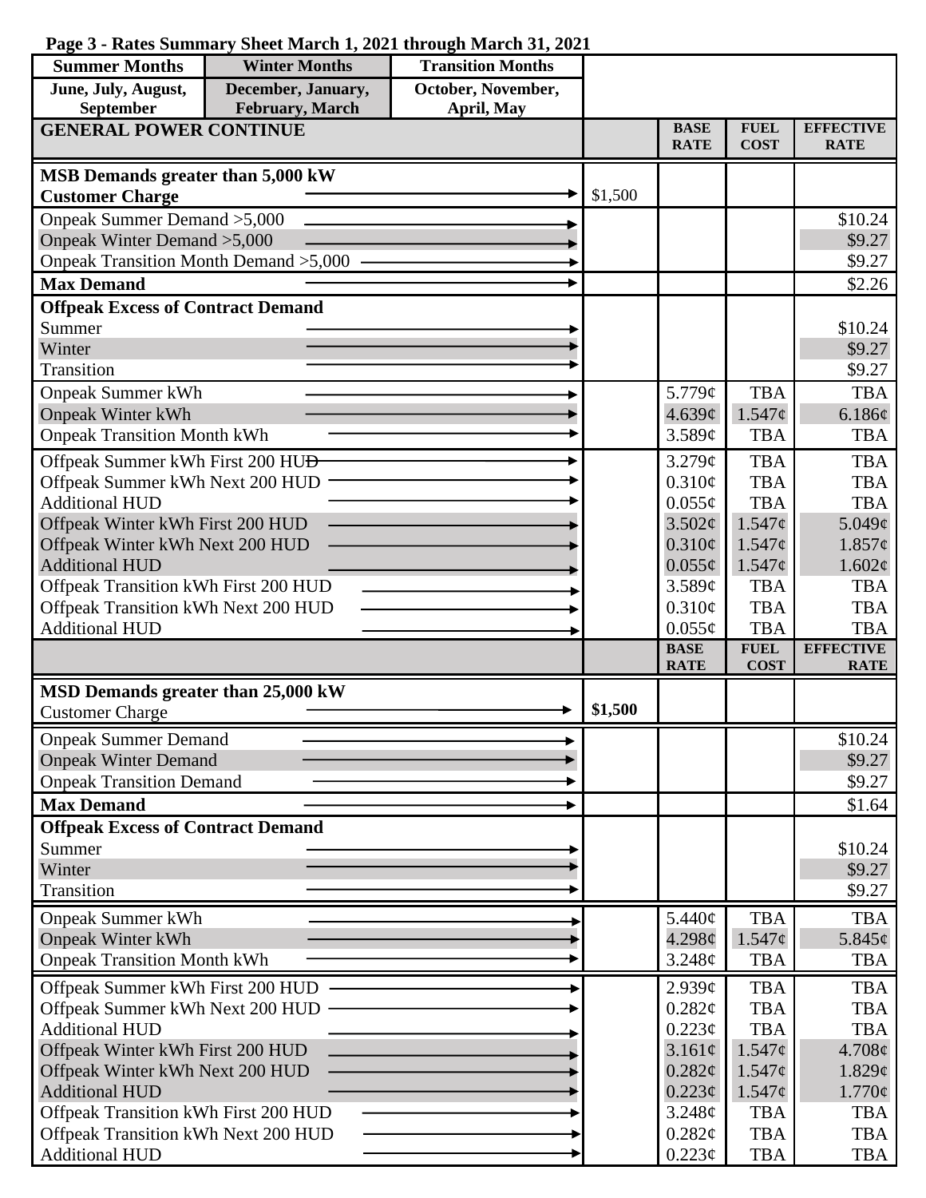**Page 3 - Rates Summary Sheet March 1, 2021 through March 31, 2021**

| Summer Months | Winter Months | Transition Months |
|---|---|---|
| June, July, August, September | December, January, February, March | October, November, April, May |

| GENERAL POWER CONTINUE | | BASE RATE | FUEL COST | EFFECTIVE RATE |
|---|---|---|---|---|
| **MSB Demands greater than 5,000 kW** | | | | |
| **Customer Charge** | $1,500 | | | |
| Onpeak Summer Demand >5,000 | | | | $10.24 |
| Onpeak Winter Demand >5,000 | | | | $9.27 |
| Onpeak Transition Month Demand >5,000 | | | | $9.27 |
| **Max Demand** | | | | $2.26 |
| **Offpeak Excess of Contract Demand** | | | | |
| Summer | | | | $10.24 |
| Winter | | | | $9.27 |
| Transition | | | | $9.27 |
| Onpeak Summer kWh | | 5.779¢ | TBA | TBA |
| Onpeak Winter kWh | | 4.639¢ | 1.547¢ | 6.186¢ |
| Onpeak Transition Month kWh | | 3.589¢ | TBA | TBA |
| Offpeak Summer kWh First 200 HUD | | 3.279¢ | TBA | TBA |
| Offpeak Summer kWh Next 200 HUD | | 0.310¢ | TBA | TBA |
| Additional HUD | | 0.055¢ | TBA | TBA |
| Offpeak Winter kWh First 200 HUD | | 3.502¢ | 1.547¢ | 5.049¢ |
| Offpeak Winter kWh Next 200 HUD | | 0.310¢ | 1.547¢ | 1.857¢ |
| Additional HUD | | 0.055¢ | 1.547¢ | 1.602¢ |
| Offpeak Transition kWh First 200 HUD | | 3.589¢ | TBA | TBA |
| Offpeak Transition kWh Next 200 HUD | | 0.310¢ | TBA | TBA |
| Additional HUD | | 0.055¢ | TBA | TBA |

| | | BASE RATE | FUEL COST | EFFECTIVE RATE |
|---|---|---|---|---|
| **MSD Demands greater than 25,000 kW** | | | | |
| Customer Charge | **$1,500** | | | |
| Onpeak Summer Demand | | | | $10.24 |
| Onpeak Winter Demand | | | | $9.27 |
| Onpeak Transition Demand | | | | $9.27 |
| **Max Demand** | | | | $1.64 |
| **Offpeak Excess of Contract Demand** | | | | |
| Summer | | | | $10.24 |
| Winter | | | | $9.27 |
| Transition | | | | $9.27 |
| Onpeak Summer kWh | | 5.440¢ | TBA | TBA |
| Onpeak Winter kWh | | 4.298¢ | 1.547¢ | 5.845¢ |
| Onpeak Transition Month kWh | | 3.248¢ | TBA | TBA |
| Offpeak Summer kWh First 200 HUD | | 2.939¢ | TBA | TBA |
| Offpeak Summer kWh Next 200 HUD | | 0.282¢ | TBA | TBA |
| Additional HUD | | 0.223¢ | TBA | TBA |
| Offpeak Winter kWh First 200 HUD | | 3.161¢ | 1.547¢ | 4.708¢ |
| Offpeak Winter kWh Next 200 HUD | | 0.282¢ | 1.547¢ | 1.829¢ |
| Additional HUD | | 0.223¢ | 1.547¢ | 1.770¢ |
| Offpeak Transition kWh First 200 HUD | | 3.248¢ | TBA | TBA |
| Offpeak Transition kWh Next 200 HUD | | 0.282¢ | TBA | TBA |
| Additional HUD | | 0.223¢ | TBA | TBA |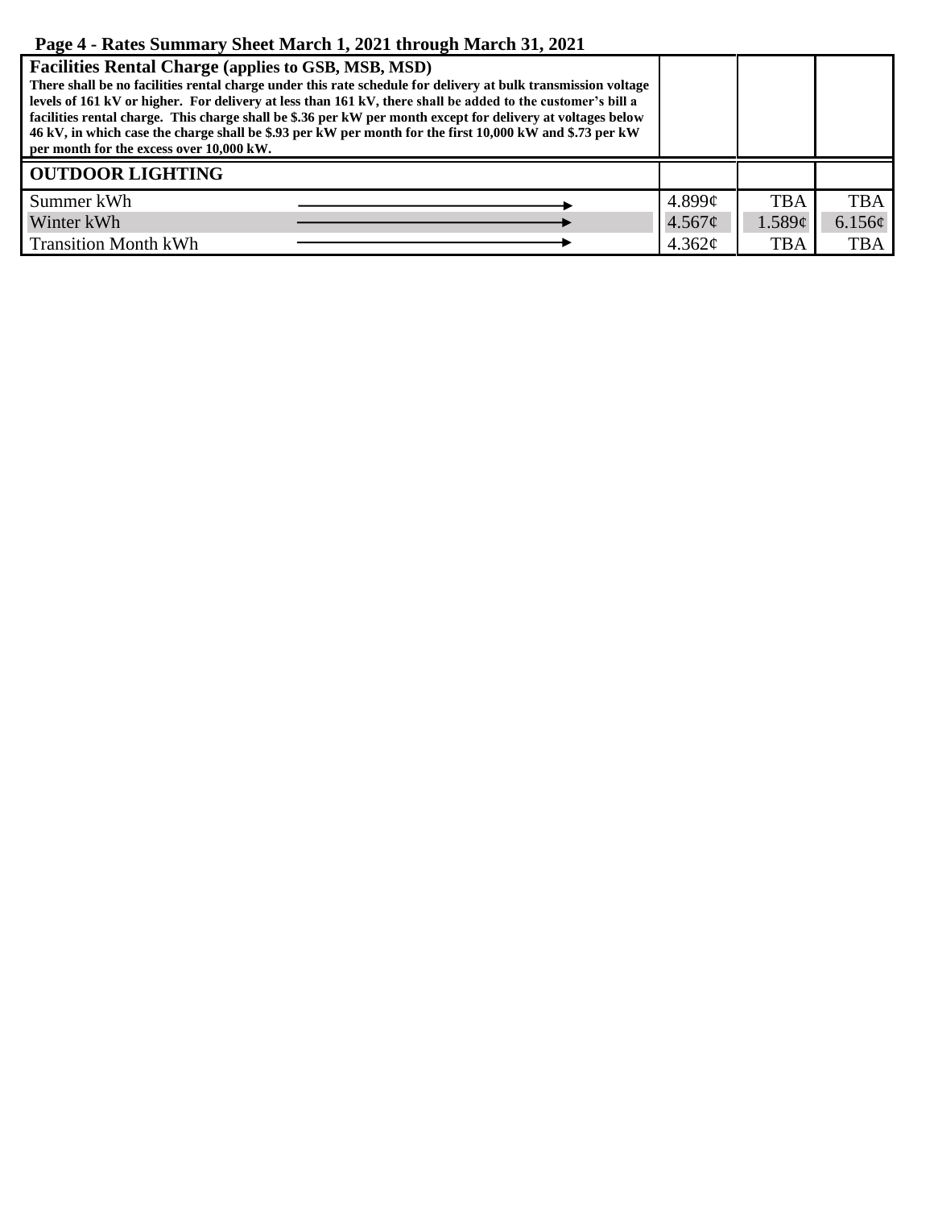**Page 4 - Rates Summary Sheet March 1, 2021 through March 31, 2021**

| | | | |
|---|---|---|---|
| **Facilities Rental Charge (applies to GSB, MSB, MSD)**<br>**There shall be no facilities rental charge under this rate schedule for delivery at bulk transmission voltage levels of 161 kV or higher. For delivery at less than 161 kV, there shall be added to the customer's bill a facilities rental charge. This charge shall be $.36 per kW per month except for delivery at voltages below 46 kV, in which case the charge shall be $.93 per kW per month for the first 10,000 kW and $.73 per kW per month for the excess over 10,000 kW.** | | | |
| **OUTDOOR LIGHTING** | | | |
| Summer kWh → | 4.899¢ | TBA | TBA |
| Winter kWh → | 4.567¢ | 1.589¢ | 6.156¢ |
| Transition Month kWh → | 4.362¢ | TBA | TBA |